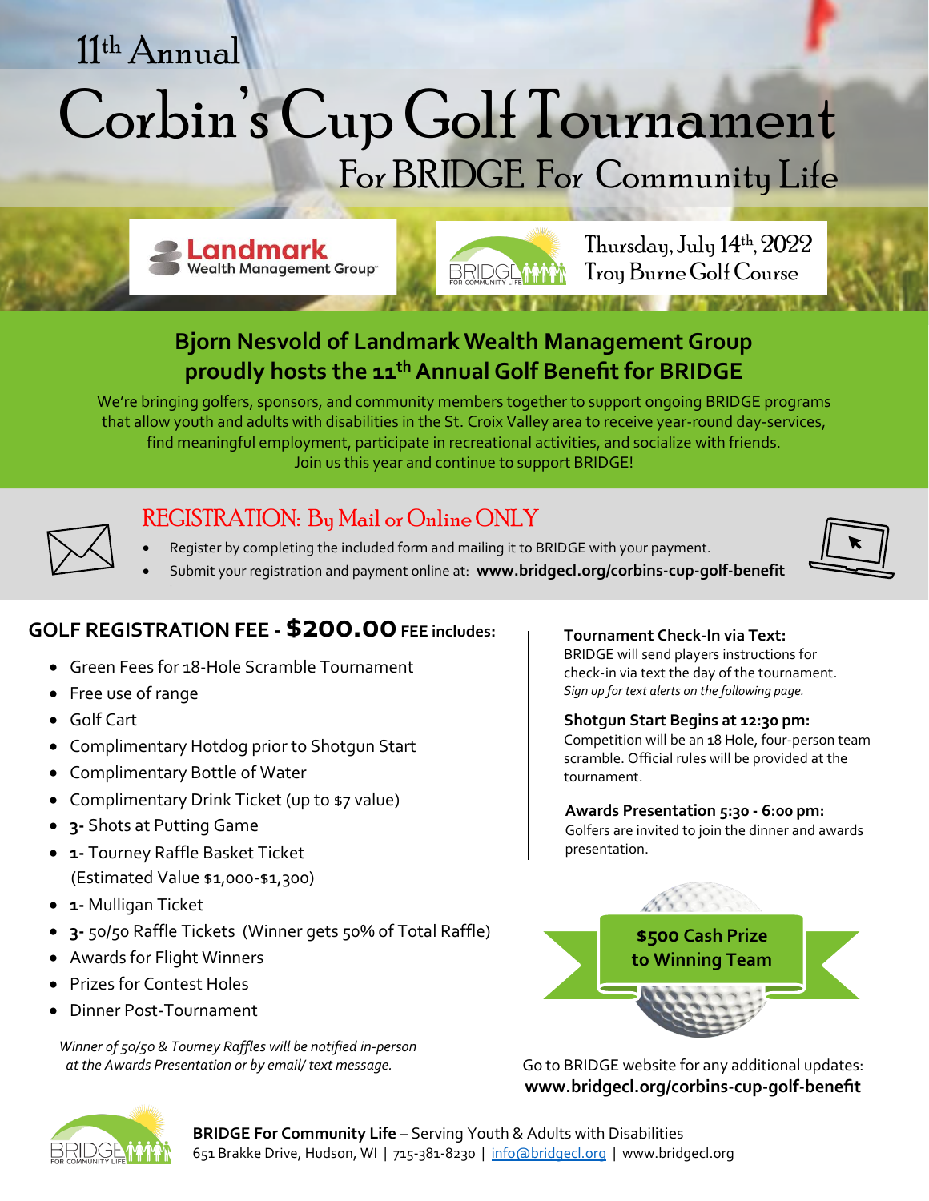11th Annual

# Corbin's Cup Golf Tournament

## For BRIDGE For Community Life

Landmark Wealth Management Group

Thursday, July 14th, 2022
Troy Burne Golf Course

## Bjorn Nesvold of Landmark Wealth Management Group proudly hosts the 11th Annual Golf Benefit for BRIDGE

We're bringing golfers, sponsors, and community members together to support ongoing BRIDGE programs that allow youth and adults with disabilities in the St. Croix Valley area to receive year-round day-services, find meaningful employment, participate in recreational activities, and socialize with friends.
Join us this year and continue to support BRIDGE!

## REGISTRATION: By Mail or Online ONLY

- Register by completing the included form and mailing it to BRIDGE with your payment.
- Submit your registration and payment online at: **www.bridgecl.org/corbins-cup-golf-benefit**

### GOLF REGISTRATION FEE - $200.00 FEE includes:

- Green Fees for 18-Hole Scramble Tournament
- Free use of range
- Golf Cart
- Complimentary Hotdog prior to Shotgun Start
- Complimentary Bottle of Water
- Complimentary Drink Ticket (up to $7 value)
- **3-** Shots at Putting Game
- **1-** Tourney Raffle Basket Ticket
  (Estimated Value $1,000-$1,300)
- **1-** Mulligan Ticket
- **3-** 50/50 Raffle Tickets (Winner gets 50% of Total Raffle)
- Awards for Flight Winners
- Prizes for Contest Holes
- Dinner Post-Tournament

*Winner of 50/50 & Tourney Raffles will be notified in-person at the Awards Presentation or by email/ text message.*

**Tournament Check-In via Text:**
BRIDGE will send players instructions for check-in via text the day of the tournament.
*Sign up for text alerts on the following page.*

**Shotgun Start Begins at 12:30 pm:**
Competition will be an 18 Hole, four-person team scramble. Official rules will be provided at the tournament.

**Awards Presentation 5:30 - 6:00 pm:**
Golfers are invited to join the dinner and awards presentation.

**$500 Cash Prize to Winning Team**

Go to BRIDGE website for any additional updates:
**www.bridgecl.org/corbins-cup-golf-benefit**

**BRIDGE For Community Life** – Serving Youth & Adults with Disabilities
651 Brakke Drive, Hudson, WI | 715-381-8230 | info@bridgecl.org | www.bridgecl.org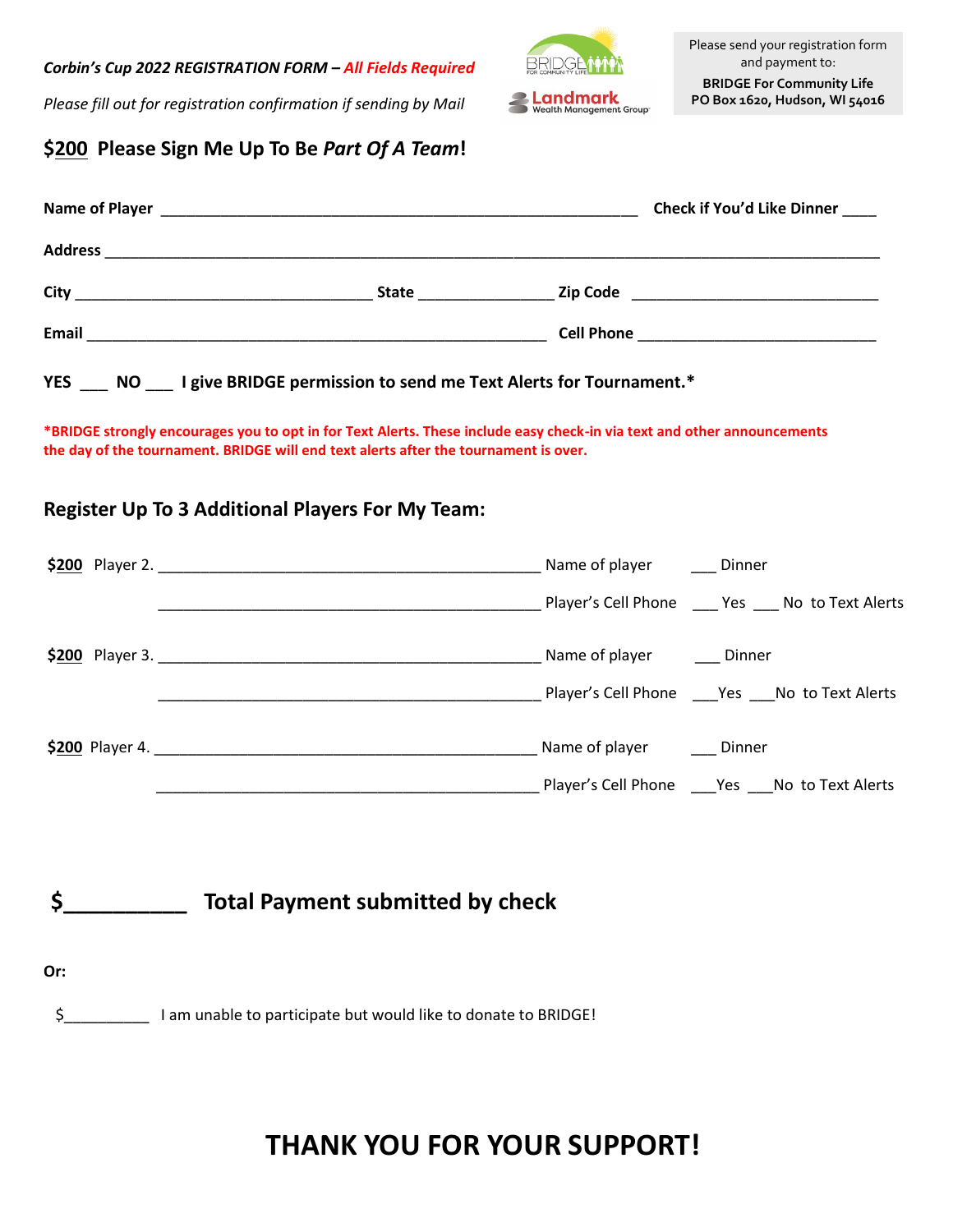*Corbin's Cup 2022 REGISTRATION FORM – All Fields Required*

*Please fill out for registration confirmation if sending by Mail*

Please send your registration form and payment to:
**BRIDGE For Community Life**
**PO Box 1620, Hudson, WI 54016**

## $200 Please Sign Me Up To Be *Part Of A Team*!

**Name of Player** ________________________________________________ **Check if You'd Like Dinner** ____

**Address** ________________________________________________________________________________

**City** ______________________________ **State** ______________ **Zip Code** _________________________

**Email** _______________________________________________ **Cell Phone** ________________________

**YES** ___ **NO** ___ **I give BRIDGE permission to send me Text Alerts for Tournament.***

**\*BRIDGE strongly encourages you to opt in for Text Alerts. These include easy check-in via text and other announcements the day of the tournament. BRIDGE will end text alerts after the tournament is over.**

### Register Up To 3 Additional Players For My Team:

**$200** Player 2. _______________________________________ Name of player ___ Dinner

_______________________________________ Player's Cell Phone ___ Yes ___ No to Text Alerts

**$200** Player 3. _______________________________________ Name of player ___ Dinner

_______________________________________ Player's Cell Phone ___Yes ___No to Text Alerts

**$200** Player 4. _______________________________________ Name of player ___ Dinner

_______________________________________ Player's Cell Phone ___Yes ___No to Text Alerts

## $__________ Total Payment submitted by check

**Or:**

$__________ I am unable to participate but would like to donate to BRIDGE!

# THANK YOU FOR YOUR SUPPORT!